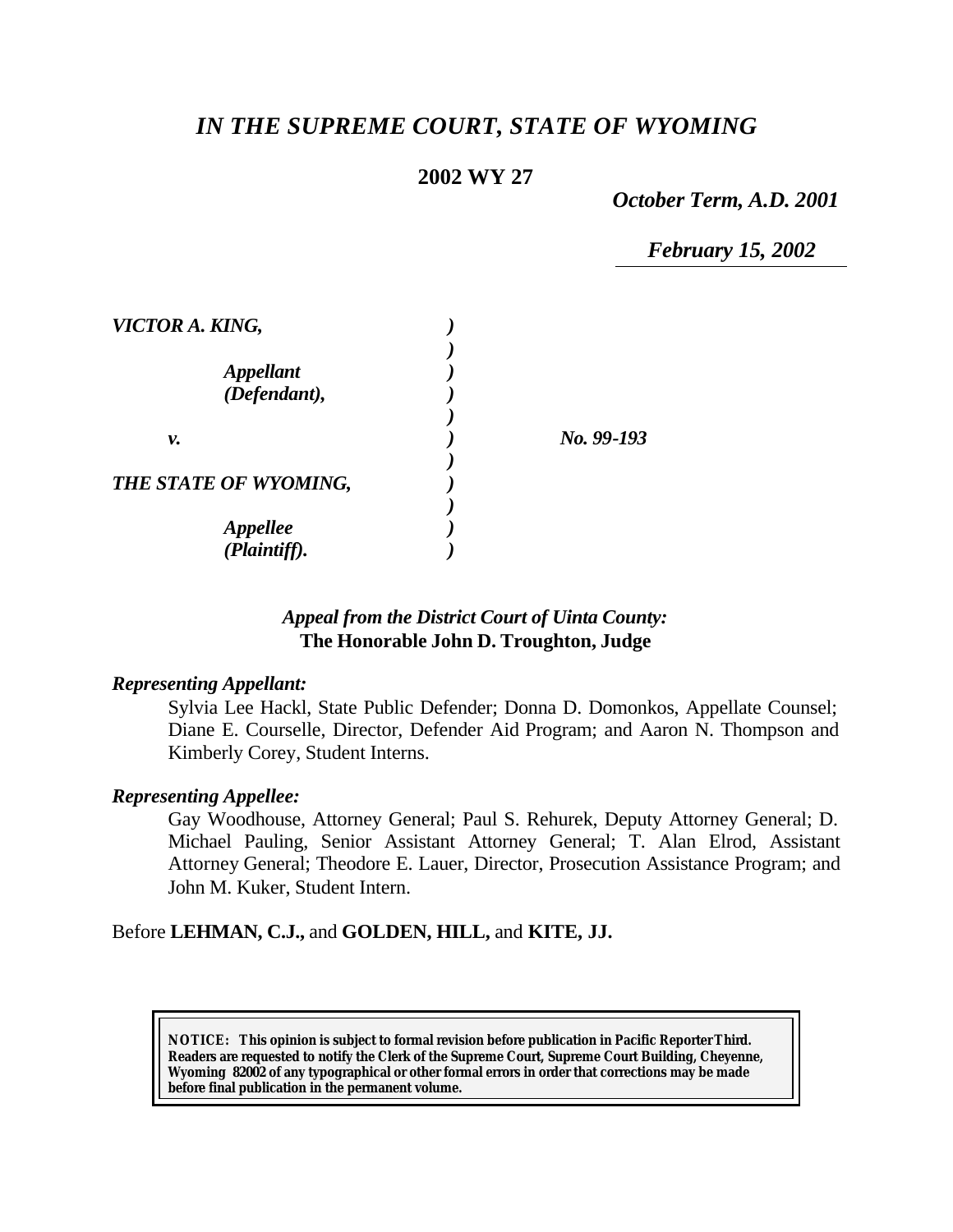# *IN THE SUPREME COURT, STATE OF WYOMING*

**2002 WY 27**

*October Term, A.D. 2001*

*February 15, 2002*

*VICTOR A. KING,*

*Appellant (Defendant),*

*v.*

*THE STATE OF WYOMING,*

*Appellee (Plaintiff).*

*No. 99-193*

*Appeal from the District Court of Uinta County:*
**The Honorable John D. Troughton, Judge**

***Representing Appellant:***

Sylvia Lee Hackl, State Public Defender; Donna D. Domonkos, Appellate Counsel; Diane E. Courselle, Director, Defender Aid Program; and Aaron N. Thompson and Kimberly Corey, Student Interns.

***Representing Appellee:***

Gay Woodhouse, Attorney General; Paul S. Rehurek, Deputy Attorney General; D. Michael Pauling, Senior Assistant Attorney General; T. Alan Elrod, Assistant Attorney General; Theodore E. Lauer, Director, Prosecution Assistance Program; and John M. Kuker, Student Intern.

Before **LEHMAN, C.J.,** and **GOLDEN, HILL,** and **KITE, JJ.**

**NOTICE: This opinion is subject to formal revision before publication in Pacific Reporter Third. Readers are requested to notify the Clerk of the Supreme Court, Supreme Court Building, Cheyenne, Wyoming 82002 of any typographical or other formal errors in order that corrections may be made before final publication in the permanent volume.**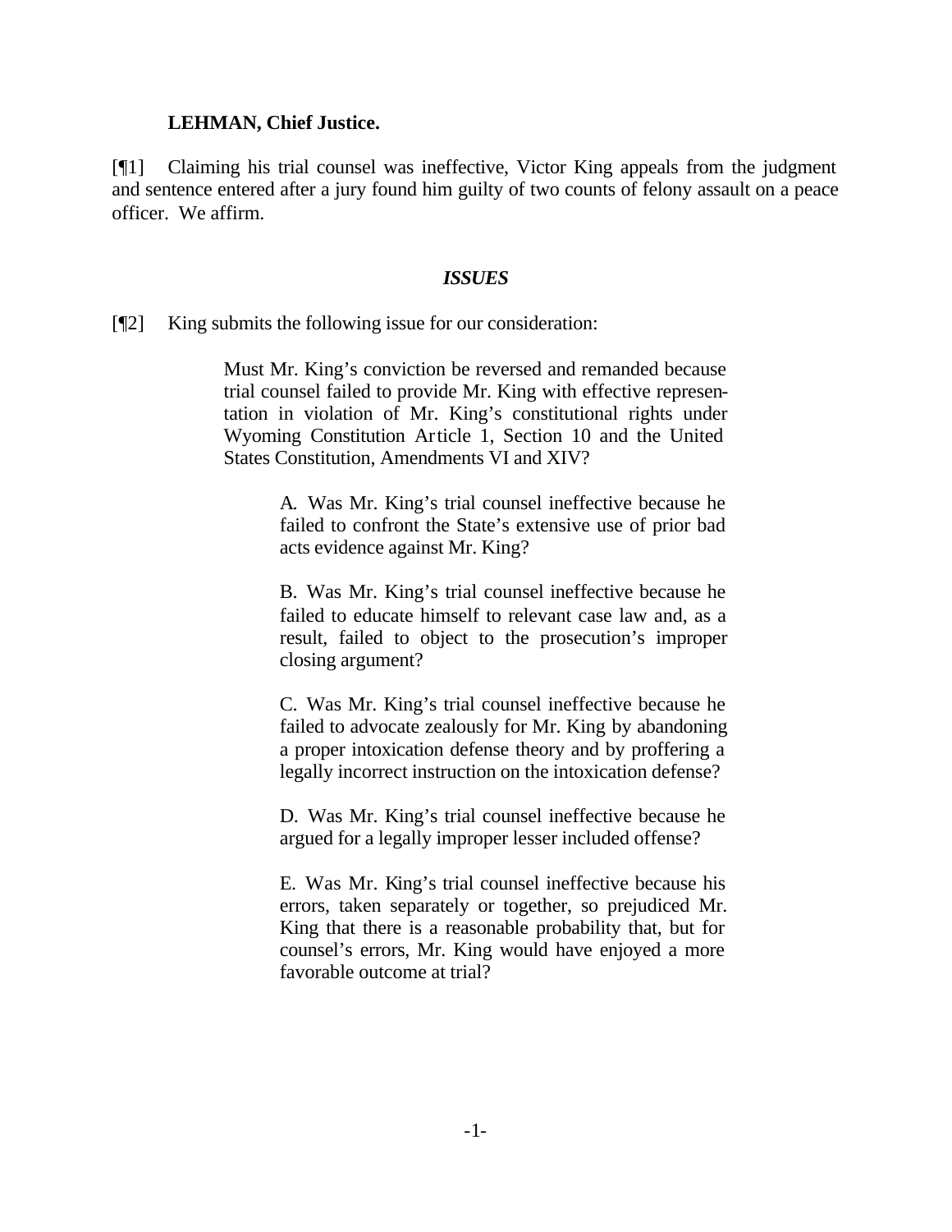**LEHMAN, Chief Justice.**

[¶1] Claiming his trial counsel was ineffective, Victor King appeals from the judgment and sentence entered after a jury found him guilty of two counts of felony assault on a peace officer. We affirm.

***ISSUES***

[¶2] King submits the following issue for our consideration:

> Must Mr. King's conviction be reversed and remanded because trial counsel failed to provide Mr. King with effective representation in violation of Mr. King's constitutional rights under Wyoming Constitution Article 1, Section 10 and the United States Constitution, Amendments VI and XIV?
>
> > A. Was Mr. King's trial counsel ineffective because he failed to confront the State's extensive use of prior bad acts evidence against Mr. King?
> >
> > B. Was Mr. King's trial counsel ineffective because he failed to educate himself to relevant case law and, as a result, failed to object to the prosecution's improper closing argument?
> >
> > C. Was Mr. King's trial counsel ineffective because he failed to advocate zealously for Mr. King by abandoning a proper intoxication defense theory and by proffering a legally incorrect instruction on the intoxication defense?
> >
> > D. Was Mr. King's trial counsel ineffective because he argued for a legally improper lesser included offense?
> >
> > E. Was Mr. King's trial counsel ineffective because his errors, taken separately or together, so prejudiced Mr. King that there is a reasonable probability that, but for counsel's errors, Mr. King would have enjoyed a more favorable outcome at trial?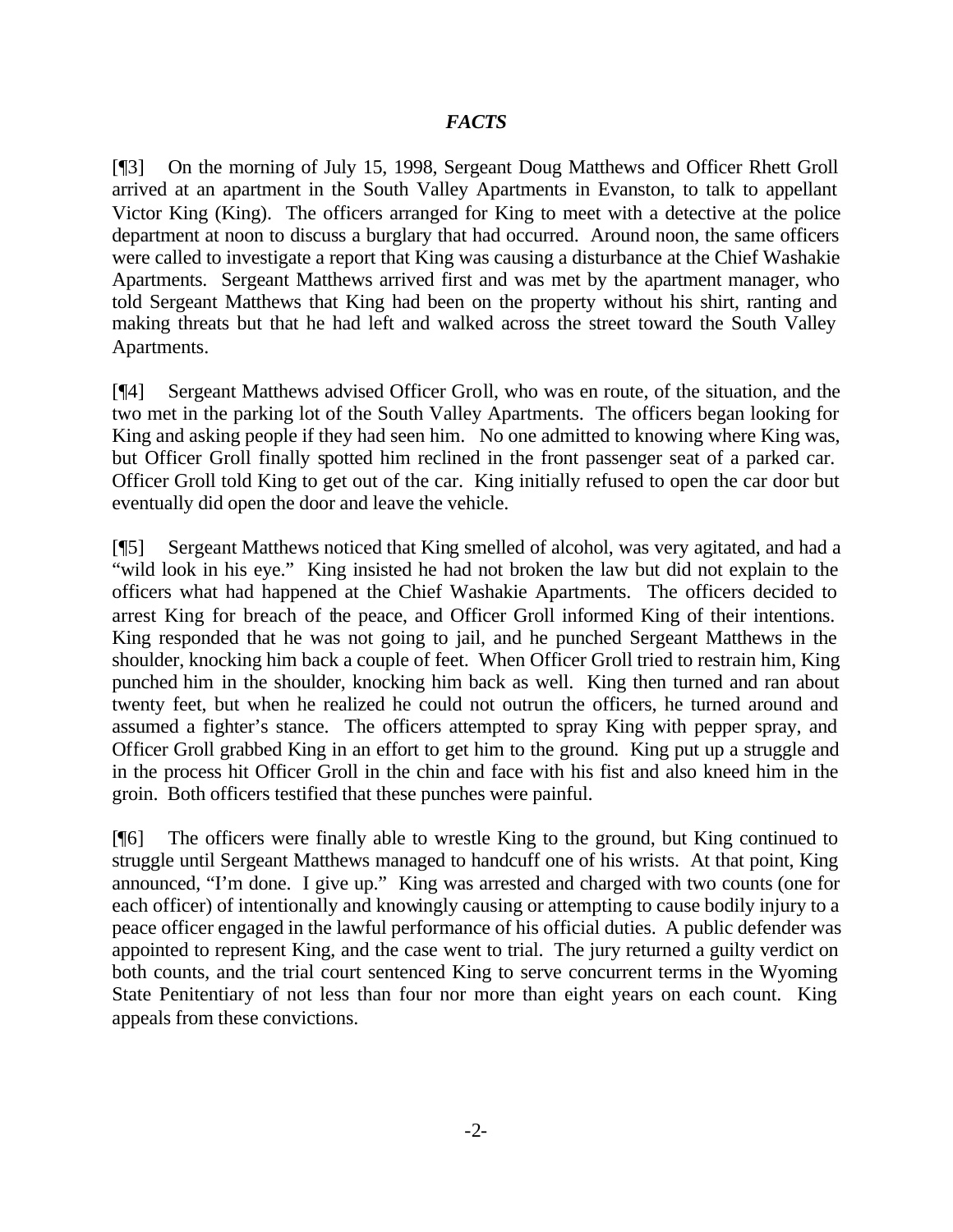## *FACTS*

[¶3] On the morning of July 15, 1998, Sergeant Doug Matthews and Officer Rhett Groll arrived at an apartment in the South Valley Apartments in Evanston, to talk to appellant Victor King (King). The officers arranged for King to meet with a detective at the police department at noon to discuss a burglary that had occurred. Around noon, the same officers were called to investigate a report that King was causing a disturbance at the Chief Washakie Apartments. Sergeant Matthews arrived first and was met by the apartment manager, who told Sergeant Matthews that King had been on the property without his shirt, ranting and making threats but that he had left and walked across the street toward the South Valley Apartments.

[¶4] Sergeant Matthews advised Officer Groll, who was en route, of the situation, and the two met in the parking lot of the South Valley Apartments. The officers began looking for King and asking people if they had seen him. No one admitted to knowing where King was, but Officer Groll finally spotted him reclined in the front passenger seat of a parked car. Officer Groll told King to get out of the car. King initially refused to open the car door but eventually did open the door and leave the vehicle.

[¶5] Sergeant Matthews noticed that King smelled of alcohol, was very agitated, and had a "wild look in his eye." King insisted he had not broken the law but did not explain to the officers what had happened at the Chief Washakie Apartments. The officers decided to arrest King for breach of the peace, and Officer Groll informed King of their intentions. King responded that he was not going to jail, and he punched Sergeant Matthews in the shoulder, knocking him back a couple of feet. When Officer Groll tried to restrain him, King punched him in the shoulder, knocking him back as well. King then turned and ran about twenty feet, but when he realized he could not outrun the officers, he turned around and assumed a fighter's stance. The officers attempted to spray King with pepper spray, and Officer Groll grabbed King in an effort to get him to the ground. King put up a struggle and in the process hit Officer Groll in the chin and face with his fist and also kneed him in the groin. Both officers testified that these punches were painful.

[¶6] The officers were finally able to wrestle King to the ground, but King continued to struggle until Sergeant Matthews managed to handcuff one of his wrists. At that point, King announced, "I'm done. I give up." King was arrested and charged with two counts (one for each officer) of intentionally and knowingly causing or attempting to cause bodily injury to a peace officer engaged in the lawful performance of his official duties. A public defender was appointed to represent King, and the case went to trial. The jury returned a guilty verdict on both counts, and the trial court sentenced King to serve concurrent terms in the Wyoming State Penitentiary of not less than four nor more than eight years on each count. King appeals from these convictions.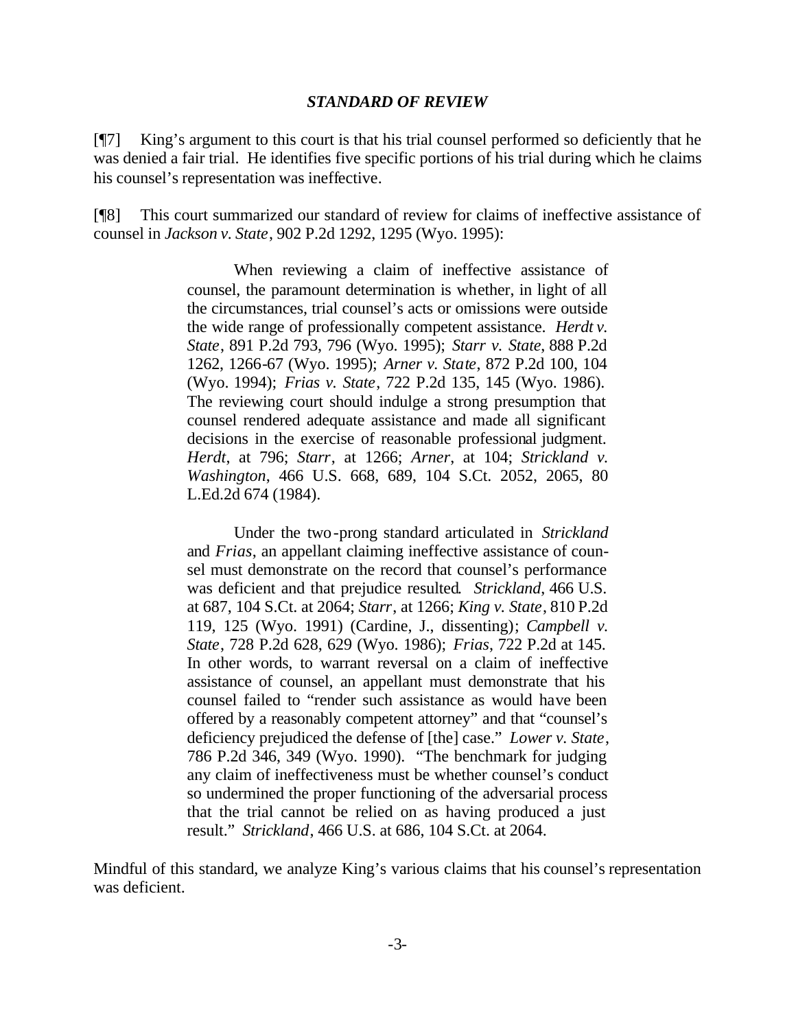### *STANDARD OF REVIEW*

[¶7] King's argument to this court is that his trial counsel performed so deficiently that he was denied a fair trial. He identifies five specific portions of his trial during which he claims his counsel's representation was ineffective.

[¶8] This court summarized our standard of review for claims of ineffective assistance of counsel in *Jackson v. State*, 902 P.2d 1292, 1295 (Wyo. 1995):

> When reviewing a claim of ineffective assistance of counsel, the paramount determination is whether, in light of all the circumstances, trial counsel's acts or omissions were outside the wide range of professionally competent assistance. *Herdt v. State*, 891 P.2d 793, 796 (Wyo. 1995); *Starr v. State*, 888 P.2d 1262, 1266-67 (Wyo. 1995); *Arner v. State*, 872 P.2d 100, 104 (Wyo. 1994); *Frias v. State*, 722 P.2d 135, 145 (Wyo. 1986). The reviewing court should indulge a strong presumption that counsel rendered adequate assistance and made all significant decisions in the exercise of reasonable professional judgment. *Herdt*, at 796; *Starr*, at 1266; *Arner*, at 104; *Strickland v. Washington*, 466 U.S. 668, 689, 104 S.Ct. 2052, 2065, 80 L.Ed.2d 674 (1984).
>
> Under the two-prong standard articulated in *Strickland* and *Frias*, an appellant claiming ineffective assistance of counsel must demonstrate on the record that counsel's performance was deficient and that prejudice resulted. *Strickland*, 466 U.S. at 687, 104 S.Ct. at 2064; *Starr*, at 1266; *King v. State*, 810 P.2d 119, 125 (Wyo. 1991) (Cardine, J., dissenting); *Campbell v. State*, 728 P.2d 628, 629 (Wyo. 1986); *Frias*, 722 P.2d at 145. In other words, to warrant reversal on a claim of ineffective assistance of counsel, an appellant must demonstrate that his counsel failed to "render such assistance as would have been offered by a reasonably competent attorney" and that "counsel's deficiency prejudiced the defense of [the] case." *Lower v. State*, 786 P.2d 346, 349 (Wyo. 1990). "The benchmark for judging any claim of ineffectiveness must be whether counsel's conduct so undermined the proper functioning of the adversarial process that the trial cannot be relied on as having produced a just result." *Strickland*, 466 U.S. at 686, 104 S.Ct. at 2064.

Mindful of this standard, we analyze King's various claims that his counsel's representation was deficient.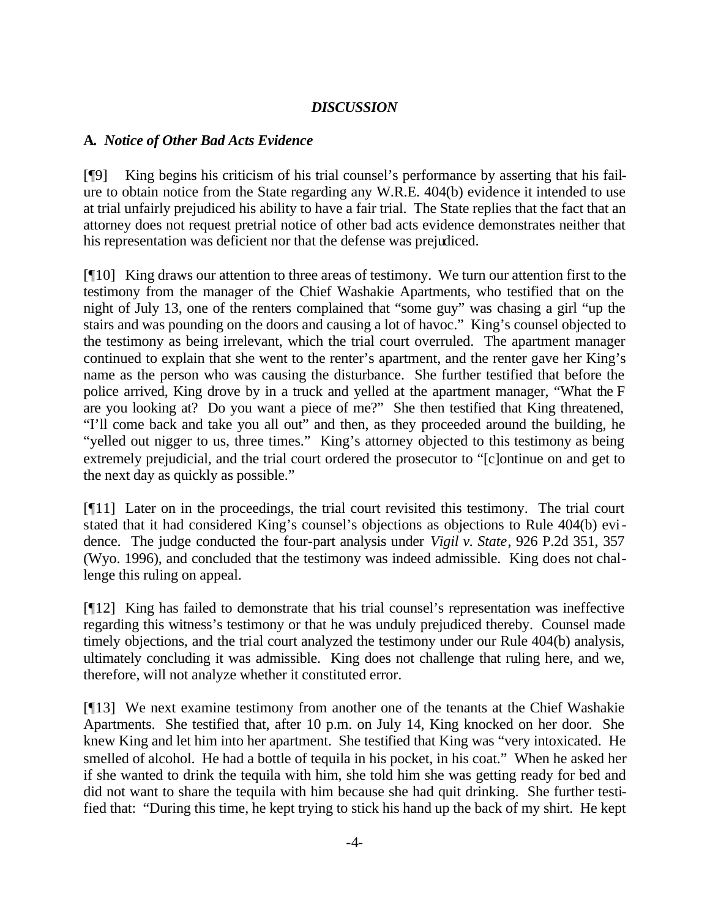## *DISCUSSION*

### **A.** *Notice of Other Bad Acts Evidence*

[¶9] King begins his criticism of his trial counsel's performance by asserting that his failure to obtain notice from the State regarding any W.R.E. 404(b) evidence it intended to use at trial unfairly prejudiced his ability to have a fair trial. The State replies that the fact that an attorney does not request pretrial notice of other bad acts evidence demonstrates neither that his representation was deficient nor that the defense was prejudiced.

[¶10] King draws our attention to three areas of testimony. We turn our attention first to the testimony from the manager of the Chief Washakie Apartments, who testified that on the night of July 13, one of the renters complained that "some guy" was chasing a girl "up the stairs and was pounding on the doors and causing a lot of havoc." King's counsel objected to the testimony as being irrelevant, which the trial court overruled. The apartment manager continued to explain that she went to the renter's apartment, and the renter gave her King's name as the person who was causing the disturbance. She further testified that before the police arrived, King drove by in a truck and yelled at the apartment manager, "What the F are you looking at? Do you want a piece of me?" She then testified that King threatened, "I'll come back and take you all out" and then, as they proceeded around the building, he "yelled out nigger to us, three times." King's attorney objected to this testimony as being extremely prejudicial, and the trial court ordered the prosecutor to "[c]ontinue on and get to the next day as quickly as possible."

[¶11] Later on in the proceedings, the trial court revisited this testimony. The trial court stated that it had considered King's counsel's objections as objections to Rule 404(b) evidence. The judge conducted the four-part analysis under *Vigil v. State*, 926 P.2d 351, 357 (Wyo. 1996), and concluded that the testimony was indeed admissible. King does not challenge this ruling on appeal.

[¶12] King has failed to demonstrate that his trial counsel's representation was ineffective regarding this witness's testimony or that he was unduly prejudiced thereby. Counsel made timely objections, and the trial court analyzed the testimony under our Rule 404(b) analysis, ultimately concluding it was admissible. King does not challenge that ruling here, and we, therefore, will not analyze whether it constituted error.

[¶13] We next examine testimony from another one of the tenants at the Chief Washakie Apartments. She testified that, after 10 p.m. on July 14, King knocked on her door. She knew King and let him into her apartment. She testified that King was "very intoxicated. He smelled of alcohol. He had a bottle of tequila in his pocket, in his coat." When he asked her if she wanted to drink the tequila with him, she told him she was getting ready for bed and did not want to share the tequila with him because she had quit drinking. She further testified that: "During this time, he kept trying to stick his hand up the back of my shirt. He kept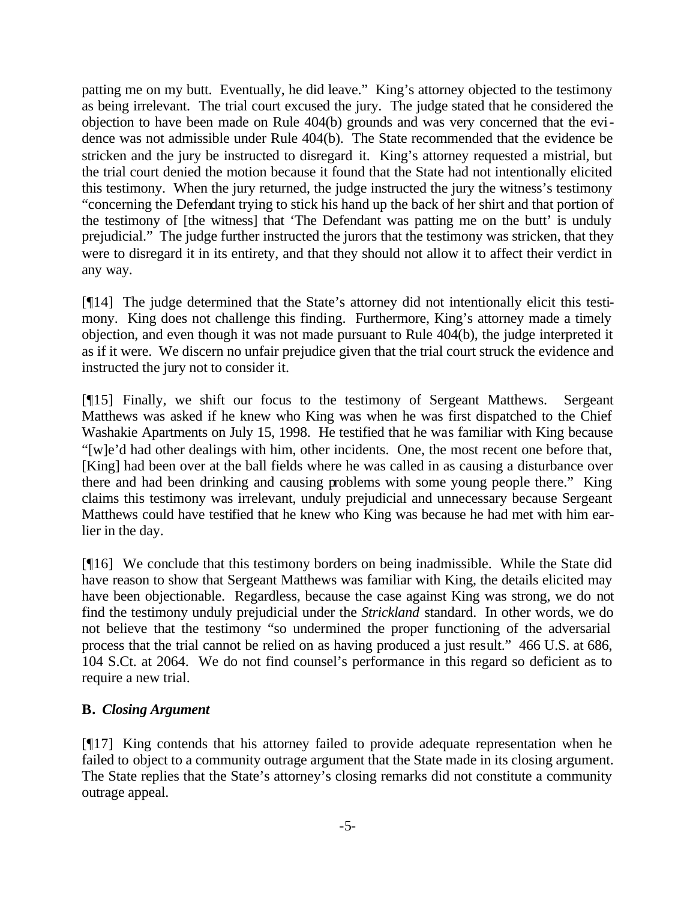patting me on my butt. Eventually, he did leave." King's attorney objected to the testimony as being irrelevant. The trial court excused the jury. The judge stated that he considered the objection to have been made on Rule 404(b) grounds and was very concerned that the evidence was not admissible under Rule 404(b). The State recommended that the evidence be stricken and the jury be instructed to disregard it. King's attorney requested a mistrial, but the trial court denied the motion because it found that the State had not intentionally elicited this testimony. When the jury returned, the judge instructed the jury the witness's testimony "concerning the Defendant trying to stick his hand up the back of her shirt and that portion of the testimony of [the witness] that 'The Defendant was patting me on the butt' is unduly prejudicial." The judge further instructed the jurors that the testimony was stricken, that they were to disregard it in its entirety, and that they should not allow it to affect their verdict in any way.

[¶14] The judge determined that the State's attorney did not intentionally elicit this testimony. King does not challenge this finding. Furthermore, King's attorney made a timely objection, and even though it was not made pursuant to Rule 404(b), the judge interpreted it as if it were. We discern no unfair prejudice given that the trial court struck the evidence and instructed the jury not to consider it.

[¶15] Finally, we shift our focus to the testimony of Sergeant Matthews. Sergeant Matthews was asked if he knew who King was when he was first dispatched to the Chief Washakie Apartments on July 15, 1998. He testified that he was familiar with King because "[w]e'd had other dealings with him, other incidents. One, the most recent one before that, [King] had been over at the ball fields where he was called in as causing a disturbance over there and had been drinking and causing problems with some young people there." King claims this testimony was irrelevant, unduly prejudicial and unnecessary because Sergeant Matthews could have testified that he knew who King was because he had met with him earlier in the day.

[¶16] We conclude that this testimony borders on being inadmissible. While the State did have reason to show that Sergeant Matthews was familiar with King, the details elicited may have been objectionable. Regardless, because the case against King was strong, we do not find the testimony unduly prejudicial under the *Strickland* standard. In other words, we do not believe that the testimony "so undermined the proper functioning of the adversarial process that the trial cannot be relied on as having produced a just result." 466 U.S. at 686, 104 S.Ct. at 2064. We do not find counsel's performance in this regard so deficient as to require a new trial.

### **B.** ***Closing Argument***

[¶17] King contends that his attorney failed to provide adequate representation when he failed to object to a community outrage argument that the State made in its closing argument. The State replies that the State's attorney's closing remarks did not constitute a community outrage appeal.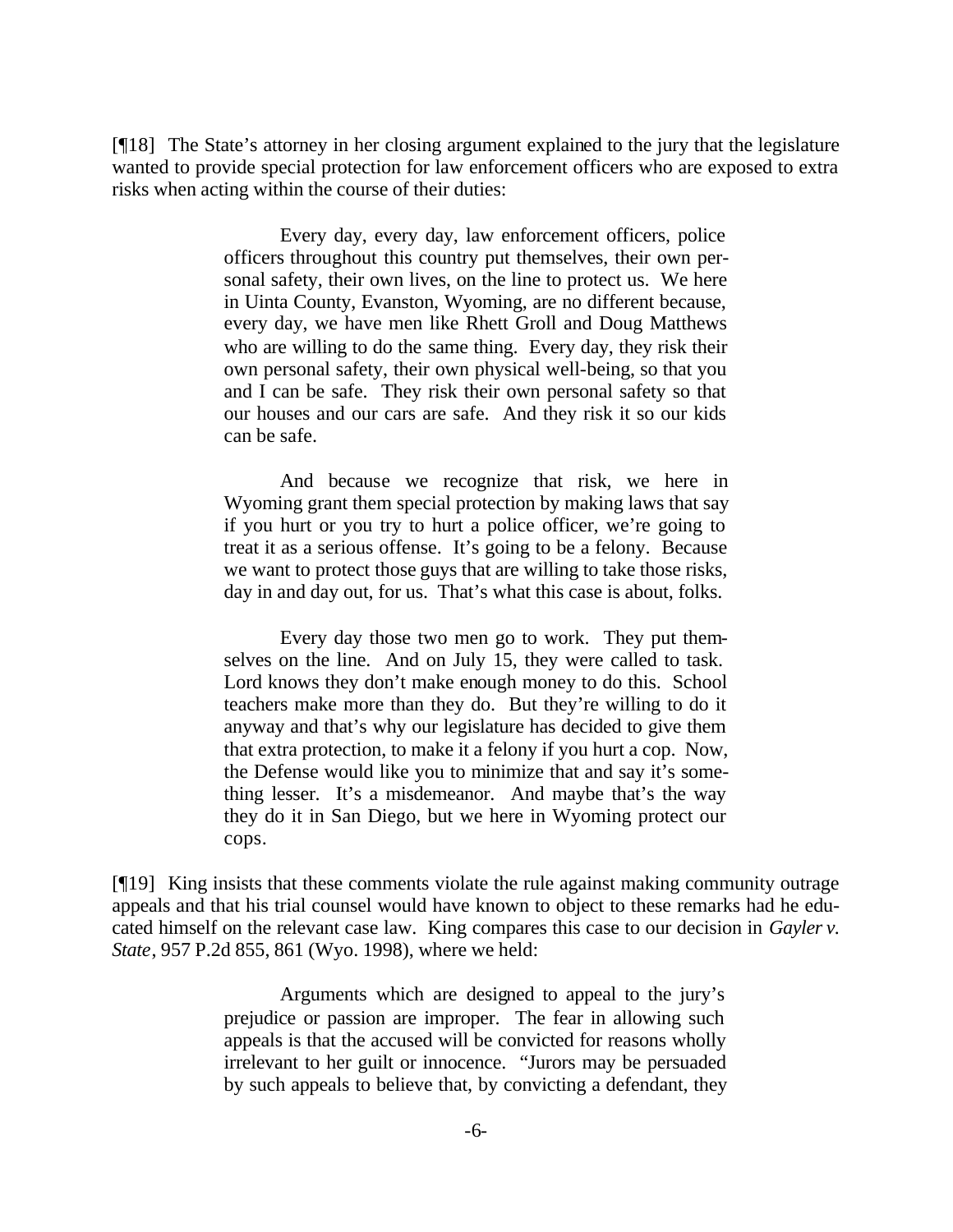[¶18] The State's attorney in her closing argument explained to the jury that the legislature wanted to provide special protection for law enforcement officers who are exposed to extra risks when acting within the course of their duties:

> Every day, every day, law enforcement officers, police officers throughout this country put themselves, their own personal safety, their own lives, on the line to protect us. We here in Uinta County, Evanston, Wyoming, are no different because, every day, we have men like Rhett Groll and Doug Matthews who are willing to do the same thing. Every day, they risk their own personal safety, their own physical well-being, so that you and I can be safe. They risk their own personal safety so that our houses and our cars are safe. And they risk it so our kids can be safe.
>
> And because we recognize that risk, we here in Wyoming grant them special protection by making laws that say if you hurt or you try to hurt a police officer, we're going to treat it as a serious offense. It's going to be a felony. Because we want to protect those guys that are willing to take those risks, day in and day out, for us. That's what this case is about, folks.
>
> Every day those two men go to work. They put themselves on the line. And on July 15, they were called to task. Lord knows they don't make enough money to do this. School teachers make more than they do. But they're willing to do it anyway and that's why our legislature has decided to give them that extra protection, to make it a felony if you hurt a cop. Now, the Defense would like you to minimize that and say it's something lesser. It's a misdemeanor. And maybe that's the way they do it in San Diego, but we here in Wyoming protect our cops.

[¶19] King insists that these comments violate the rule against making community outrage appeals and that his trial counsel would have known to object to these remarks had he educated himself on the relevant case law. King compares this case to our decision in *Gayler v. State*, 957 P.2d 855, 861 (Wyo. 1998), where we held:

> Arguments which are designed to appeal to the jury's prejudice or passion are improper. The fear in allowing such appeals is that the accused will be convicted for reasons wholly irrelevant to her guilt or innocence. "Jurors may be persuaded by such appeals to believe that, by convicting a defendant, they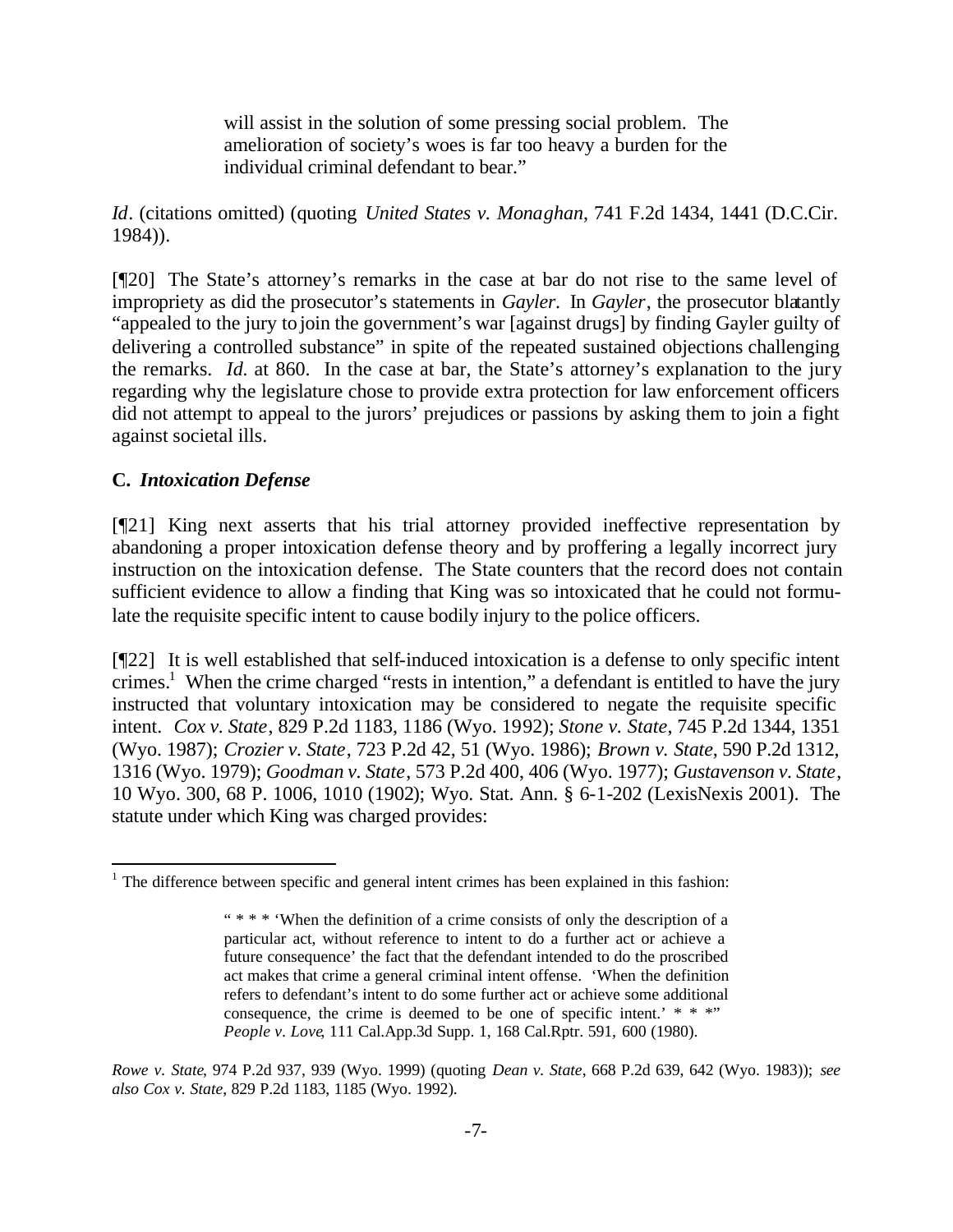> will assist in the solution of some pressing social problem. The amelioration of society's woes is far too heavy a burden for the individual criminal defendant to bear."

*Id*. (citations omitted) (quoting *United States v. Monaghan*, 741 F.2d 1434, 1441 (D.C.Cir. 1984)).

[¶20] The State's attorney's remarks in the case at bar do not rise to the same level of impropriety as did the prosecutor's statements in *Gayler*. In *Gayler*, the prosecutor blatantly "appealed to the jury to join the government's war [against drugs] by finding Gayler guilty of delivering a controlled substance" in spite of the repeated sustained objections challenging the remarks. *Id.* at 860. In the case at bar, the State's attorney's explanation to the jury regarding why the legislature chose to provide extra protection for law enforcement officers did not attempt to appeal to the jurors' prejudices or passions by asking them to join a fight against societal ills.

### C. *Intoxication Defense*

[¶21] King next asserts that his trial attorney provided ineffective representation by abandoning a proper intoxication defense theory and by proffering a legally incorrect jury instruction on the intoxication defense. The State counters that the record does not contain sufficient evidence to allow a finding that King was so intoxicated that he could not formulate the requisite specific intent to cause bodily injury to the police officers.

[¶22] It is well established that self-induced intoxication is a defense to only specific intent crimes.[1] When the crime charged "rests in intention," a defendant is entitled to have the jury instructed that voluntary intoxication may be considered to negate the requisite specific intent. *Cox v. State*, 829 P.2d 1183, 1186 (Wyo. 1992); *Stone v. State*, 745 P.2d 1344, 1351 (Wyo. 1987); *Crozier v. State*, 723 P.2d 42, 51 (Wyo. 1986); *Brown v. State*, 590 P.2d 1312, 1316 (Wyo. 1979); *Goodman v. State*, 573 P.2d 400, 406 (Wyo. 1977); *Gustavenson v. State*, 10 Wyo. 300, 68 P. 1006, 1010 (1902); Wyo. Stat. Ann. § 6-1-202 (LexisNexis 2001). The statute under which King was charged provides:

---

[1] The difference between specific and general intent crimes has been explained in this fashion:

> " * * * 'When the definition of a crime consists of only the description of a particular act, without reference to intent to do a further act or achieve a future consequence' the fact that the defendant intended to do the proscribed act makes that crime a general criminal intent offense. 'When the definition refers to defendant's intent to do some further act or achieve some additional consequence, the crime is deemed to be one of specific intent.' * * *" *People v. Love*, 111 Cal.App.3d Supp. 1, 168 Cal.Rptr. 591, 600 (1980).

*Rowe v. State*, 974 P.2d 937, 939 (Wyo. 1999) (quoting *Dean v. State*, 668 P.2d 639, 642 (Wyo. 1983)); *see also Cox v. State*, 829 P.2d 1183, 1185 (Wyo. 1992).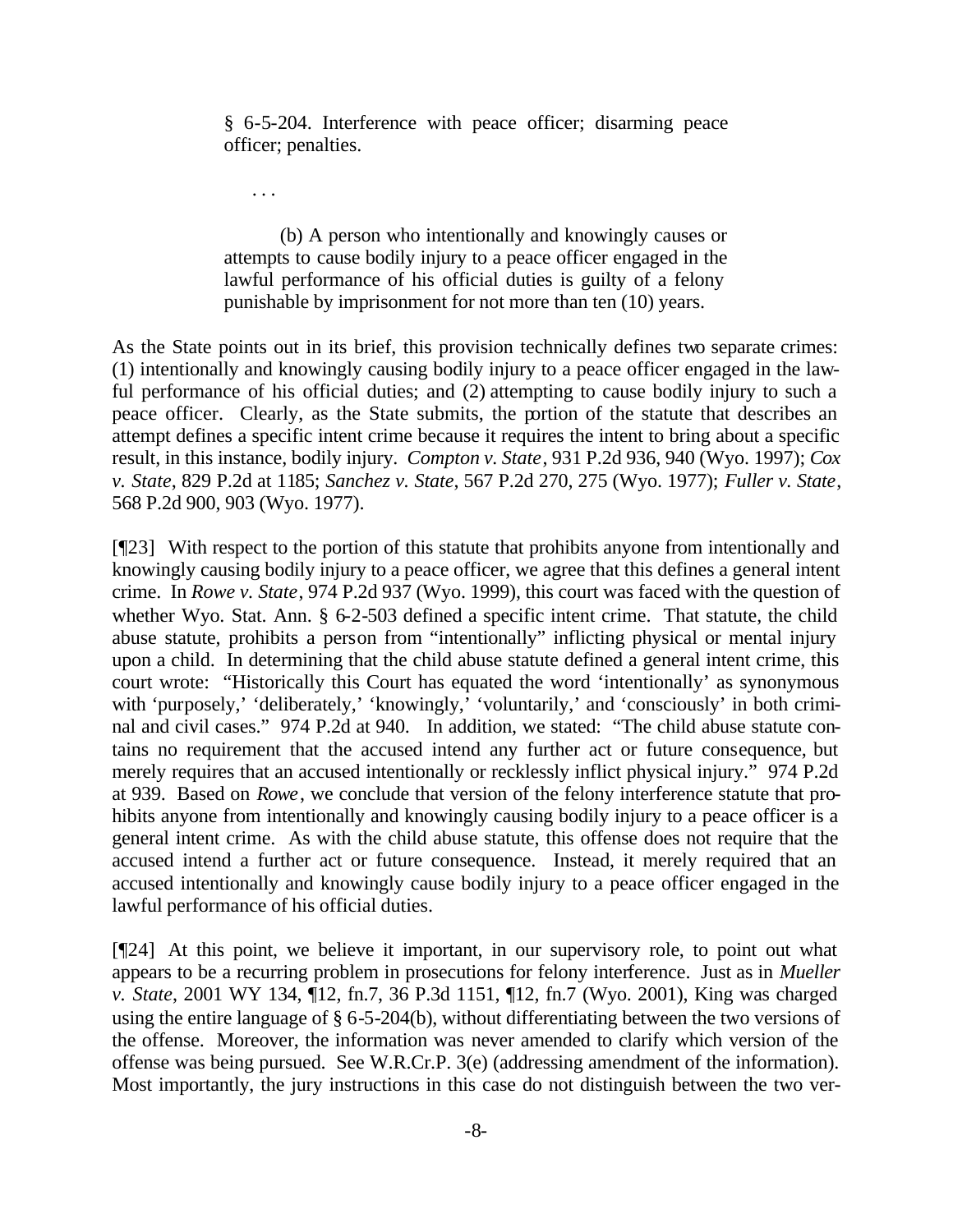> § 6-5-204. Interference with peace officer; disarming peace officer; penalties.
>
> . . .
>
> (b) A person who intentionally and knowingly causes or attempts to cause bodily injury to a peace officer engaged in the lawful performance of his official duties is guilty of a felony punishable by imprisonment for not more than ten (10) years.

As the State points out in its brief, this provision technically defines two separate crimes: (1) intentionally and knowingly causing bodily injury to a peace officer engaged in the lawful performance of his official duties; and (2) attempting to cause bodily injury to such a peace officer. Clearly, as the State submits, the portion of the statute that describes an attempt defines a specific intent crime because it requires the intent to bring about a specific result, in this instance, bodily injury. *Compton v. State*, 931 P.2d 936, 940 (Wyo. 1997); *Cox v. State*, 829 P.2d at 1185; *Sanchez v. State*, 567 P.2d 270, 275 (Wyo. 1977); *Fuller v. State*, 568 P.2d 900, 903 (Wyo. 1977).

[¶23] With respect to the portion of this statute that prohibits anyone from intentionally and knowingly causing bodily injury to a peace officer, we agree that this defines a general intent crime. In *Rowe v. State*, 974 P.2d 937 (Wyo. 1999), this court was faced with the question of whether Wyo. Stat. Ann. § 6-2-503 defined a specific intent crime. That statute, the child abuse statute, prohibits a person from "intentionally" inflicting physical or mental injury upon a child. In determining that the child abuse statute defined a general intent crime, this court wrote: "Historically this Court has equated the word 'intentionally' as synonymous with 'purposely,' 'deliberately,' 'knowingly,' 'voluntarily,' and 'consciously' in both criminal and civil cases." 974 P.2d at 940. In addition, we stated: "The child abuse statute contains no requirement that the accused intend any further act or future consequence, but merely requires that an accused intentionally or recklessly inflict physical injury." 974 P.2d at 939. Based on *Rowe*, we conclude that version of the felony interference statute that prohibits anyone from intentionally and knowingly causing bodily injury to a peace officer is a general intent crime. As with the child abuse statute, this offense does not require that the accused intend a further act or future consequence. Instead, it merely required that an accused intentionally and knowingly cause bodily injury to a peace officer engaged in the lawful performance of his official duties.

[¶24] At this point, we believe it important, in our supervisory role, to point out what appears to be a recurring problem in prosecutions for felony interference. Just as in *Mueller v. State*, 2001 WY 134, ¶12, fn.7, 36 P.3d 1151, ¶12, fn.7 (Wyo. 2001), King was charged using the entire language of § 6-5-204(b), without differentiating between the two versions of the offense. Moreover, the information was never amended to clarify which version of the offense was being pursued. See W.R.Cr.P. 3(e) (addressing amendment of the information). Most importantly, the jury instructions in this case do not distinguish between the two ver-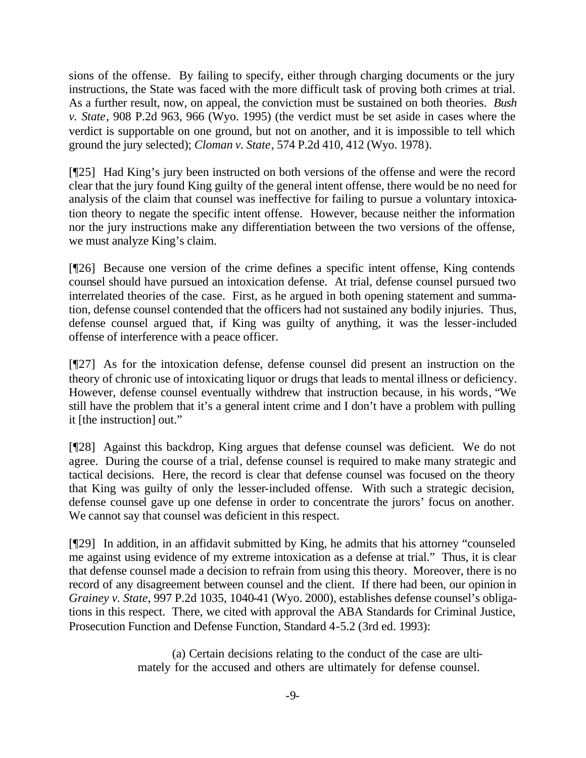sions of the offense. By failing to specify, either through charging documents or the jury instructions, the State was faced with the more difficult task of proving both crimes at trial. As a further result, now, on appeal, the conviction must be sustained on both theories. *Bush v. State*, 908 P.2d 963, 966 (Wyo. 1995) (the verdict must be set aside in cases where the verdict is supportable on one ground, but not on another, and it is impossible to tell which ground the jury selected); *Cloman v. State*, 574 P.2d 410, 412 (Wyo. 1978).

[¶25] Had King's jury been instructed on both versions of the offense and were the record clear that the jury found King guilty of the general intent offense, there would be no need for analysis of the claim that counsel was ineffective for failing to pursue a voluntary intoxication theory to negate the specific intent offense. However, because neither the information nor the jury instructions make any differentiation between the two versions of the offense, we must analyze King's claim.

[¶26] Because one version of the crime defines a specific intent offense, King contends counsel should have pursued an intoxication defense. At trial, defense counsel pursued two interrelated theories of the case. First, as he argued in both opening statement and summation, defense counsel contended that the officers had not sustained any bodily injuries. Thus, defense counsel argued that, if King was guilty of anything, it was the lesser-included offense of interference with a peace officer.

[¶27] As for the intoxication defense, defense counsel did present an instruction on the theory of chronic use of intoxicating liquor or drugs that leads to mental illness or deficiency. However, defense counsel eventually withdrew that instruction because, in his words, "We still have the problem that it's a general intent crime and I don't have a problem with pulling it [the instruction] out."

[¶28] Against this backdrop, King argues that defense counsel was deficient. We do not agree. During the course of a trial, defense counsel is required to make many strategic and tactical decisions. Here, the record is clear that defense counsel was focused on the theory that King was guilty of only the lesser-included offense. With such a strategic decision, defense counsel gave up one defense in order to concentrate the jurors' focus on another. We cannot say that counsel was deficient in this respect.

[¶29] In addition, in an affidavit submitted by King, he admits that his attorney "counseled me against using evidence of my extreme intoxication as a defense at trial." Thus, it is clear that defense counsel made a decision to refrain from using this theory. Moreover, there is no record of any disagreement between counsel and the client. If there had been, our opinion in *Grainey v. State*, 997 P.2d 1035, 1040-41 (Wyo. 2000), establishes defense counsel's obligations in this respect. There, we cited with approval the ABA Standards for Criminal Justice, Prosecution Function and Defense Function, Standard 4-5.2 (3rd ed. 1993):

> (a) Certain decisions relating to the conduct of the case are ultimately for the accused and others are ultimately for defense counsel.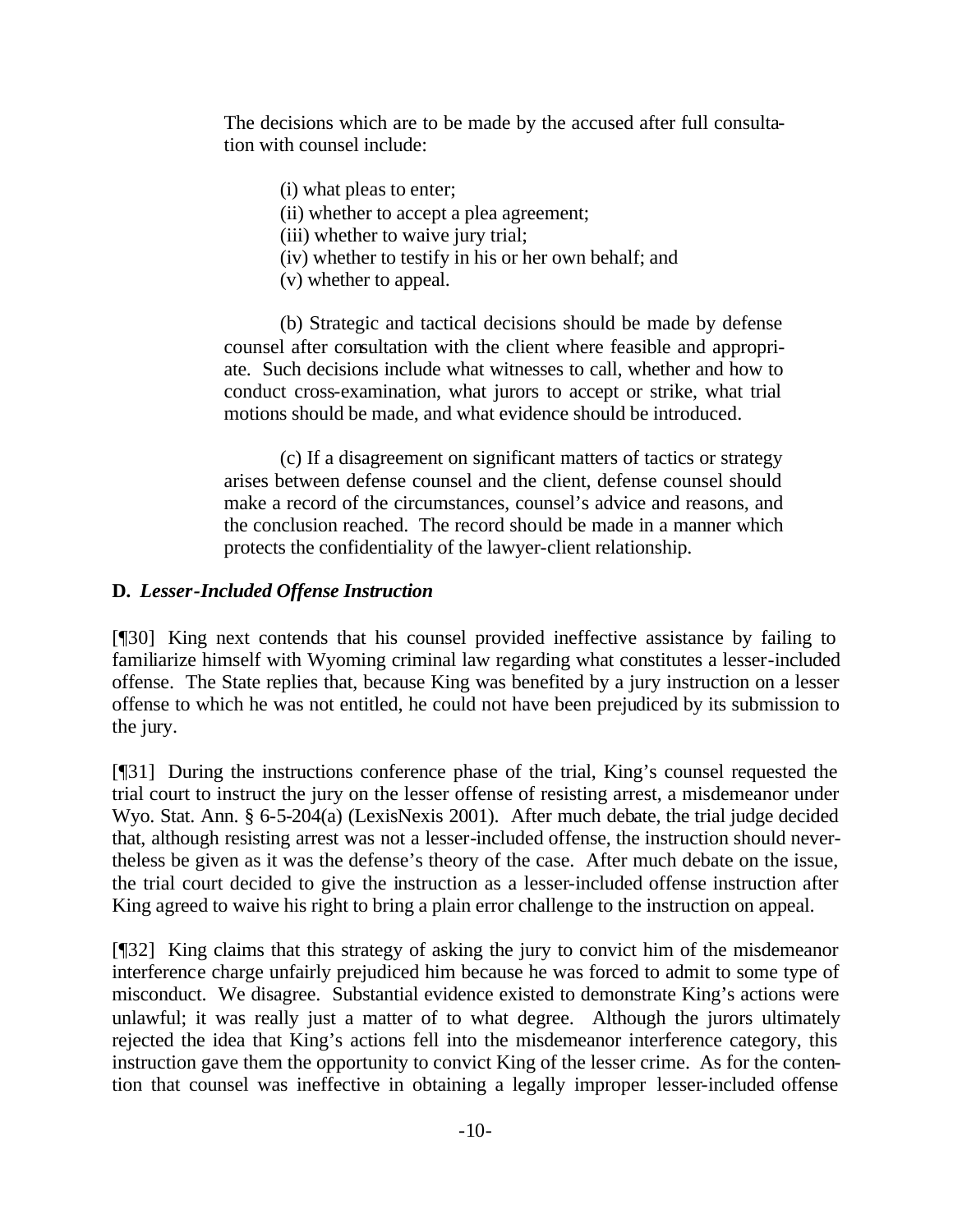The decisions which are to be made by the accused after full consultation with counsel include:

> (i) what pleas to enter;
> (ii) whether to accept a plea agreement;
> (iii) whether to waive jury trial;
> (iv) whether to testify in his or her own behalf; and
> (v) whether to appeal.
>
> (b) Strategic and tactical decisions should be made by defense counsel after consultation with the client where feasible and appropriate. Such decisions include what witnesses to call, whether and how to conduct cross-examination, what jurors to accept or strike, what trial motions should be made, and what evidence should be introduced.
>
> (c) If a disagreement on significant matters of tactics or strategy arises between defense counsel and the client, defense counsel should make a record of the circumstances, counsel's advice and reasons, and the conclusion reached. The record should be made in a manner which protects the confidentiality of the lawyer-client relationship.

**D. *Lesser-Included Offense Instruction***

[¶30] King next contends that his counsel provided ineffective assistance by failing to familiarize himself with Wyoming criminal law regarding what constitutes a lesser-included offense. The State replies that, because King was benefited by a jury instruction on a lesser offense to which he was not entitled, he could not have been prejudiced by its submission to the jury.

[¶31] During the instructions conference phase of the trial, King's counsel requested the trial court to instruct the jury on the lesser offense of resisting arrest, a misdemeanor under Wyo. Stat. Ann. § 6-5-204(a) (LexisNexis 2001). After much debate, the trial judge decided that, although resisting arrest was not a lesser-included offense, the instruction should nevertheless be given as it was the defense's theory of the case. After much debate on the issue, the trial court decided to give the instruction as a lesser-included offense instruction after King agreed to waive his right to bring a plain error challenge to the instruction on appeal.

[¶32] King claims that this strategy of asking the jury to convict him of the misdemeanor interference charge unfairly prejudiced him because he was forced to admit to some type of misconduct. We disagree. Substantial evidence existed to demonstrate King's actions were unlawful; it was really just a matter of to what degree. Although the jurors ultimately rejected the idea that King's actions fell into the misdemeanor interference category, this instruction gave them the opportunity to convict King of the lesser crime. As for the contention that counsel was ineffective in obtaining a legally improper lesser-included offense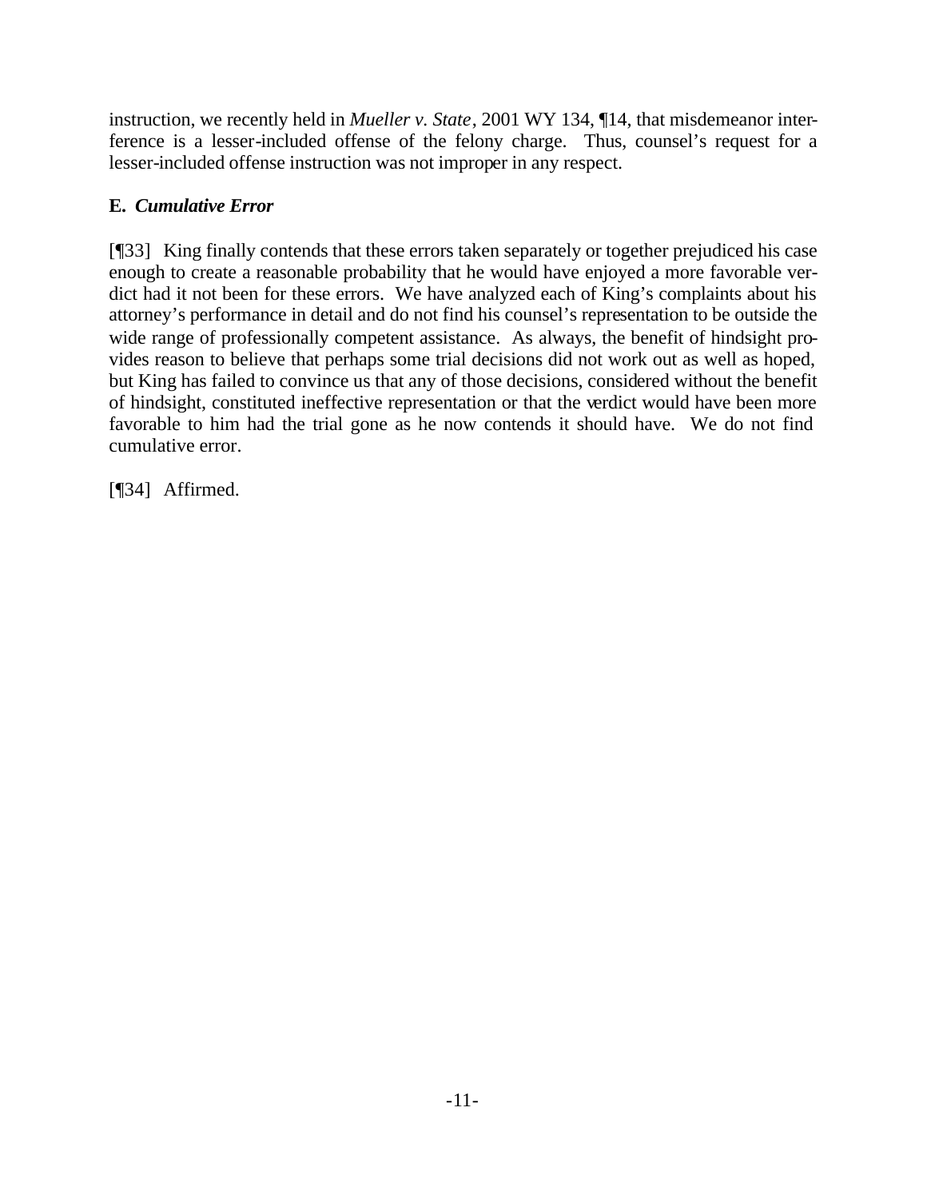instruction, we recently held in *Mueller v. State*, 2001 WY 134, ¶14, that misdemeanor interference is a lesser-included offense of the felony charge. Thus, counsel's request for a lesser-included offense instruction was not improper in any respect.

**E. *Cumulative Error***

[¶33] King finally contends that these errors taken separately or together prejudiced his case enough to create a reasonable probability that he would have enjoyed a more favorable verdict had it not been for these errors. We have analyzed each of King's complaints about his attorney's performance in detail and do not find his counsel's representation to be outside the wide range of professionally competent assistance. As always, the benefit of hindsight provides reason to believe that perhaps some trial decisions did not work out as well as hoped, but King has failed to convince us that any of those decisions, considered without the benefit of hindsight, constituted ineffective representation or that the verdict would have been more favorable to him had the trial gone as he now contends it should have. We do not find cumulative error.

[¶34] Affirmed.